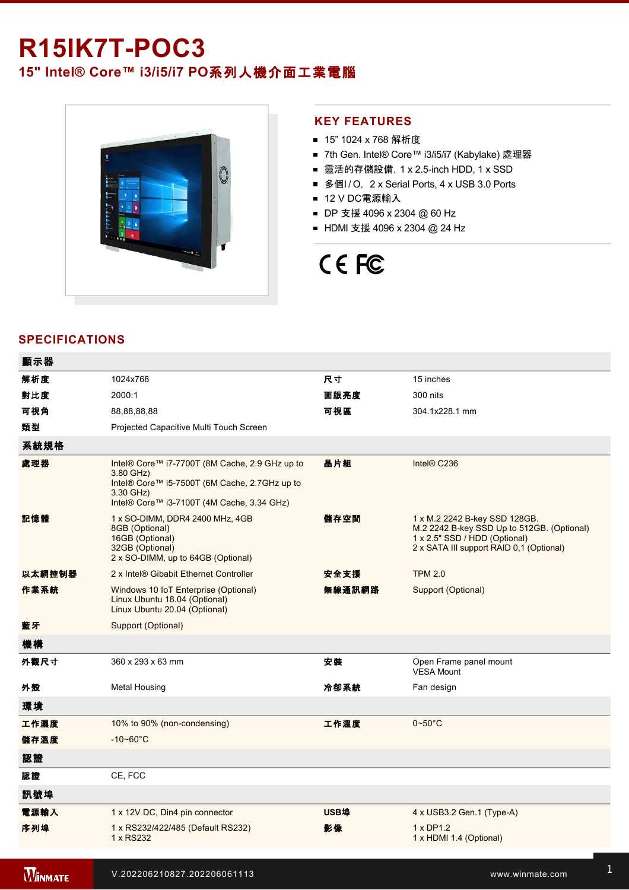# R15IK7T-POC3

## 15" Intel® Core™ i3/i5/i7 PO系列人機介面工業電腦

## KEY FEATURES

- 15" 1024 x 768 解析度
- 7th Gen. Intel® Core™ i3/i5/i7 (Kabylake) 處理器
- 靈活的存儲設備, 1 x 2.5-inch HDD, 1 x SSD
- 多個I / O，2 x Serial Ports, 4 x USB 3.0 Ports
- 12 V DC電源輸入
- DP 支援 4096 x 2304 @ 60 Hz
- HDMI 支援 4096 x 2304 @ 24 Hz

CE FC

## SPECIFICATIONS

| 顯示器 | | | |
|---|---|---|---|
| 解析度 | 1024x768 | 尺寸 | 15 inches |
| 對比度 | 2000:1 | 面版亮度 | 300 nits |
| 可視角 | 88,88,88,88 | 可視區 | 304.1x228.1 mm |
| 類型 | Projected Capacitive Multi Touch Screen | | |
| **系統規格** | | | |
| 處理器 | Intel® Core™ i7-7700T (8M Cache, 2.9 GHz up to 3.80 GHz)<br>Intel® Core™ i5-7500T (6M Cache, 2.7GHz up to 3.30 GHz)<br>Intel® Core™ i3-7100T (4M Cache, 3.34 GHz) | 晶片組 | Intel® C236 |
| 記憶體 | 1 x SO-DIMM, DDR4 2400 MHz, 4GB<br>8GB (Optional)<br>16GB (Optional)<br>32GB (Optional)<br>2 x SO-DIMM, up to 64GB (Optional) | 儲存空間 | 1 x M.2 2242 B-key SSD 128GB.<br>M.2 2242 B-key SSD Up to 512GB. (Optional)<br>1 x 2.5" SSD / HDD (Optional)<br>2 x SATA III support RAID 0,1 (Optional) |
| 以太網控制器 | 2 x Intel® Gibabit Ethernet Controller | 安全支援 | TPM 2.0 |
| 作業系統 | Windows 10 IoT Enterprise (Optional)<br>Linux Ubuntu 18.04 (Optional)<br>Linux Ubuntu 20.04 (Optional) | 無線通訊網路 | Support (Optional) |
| 藍牙 | Support (Optional) | | |
| **機構** | | | |
| 外觀尺寸 | 360 x 293 x 63 mm | 安裝 | Open Frame panel mount<br>VESA Mount |
| 外殼 | Metal Housing | 冷卻系統 | Fan design |
| **環境** | | | |
| 工作濕度 | 10% to 90% (non-condensing) | 工作溫度 | 0~50°C |
| 儲存溫度 | -10~60°C | | |
| **認證** | | | |
| 認證 | CE, FCC | | |
| **訊號埠** | | | |
| 電源輸入 | 1 x 12V DC, Din4 pin connector | USB埠 | 4 x USB3.2 Gen.1 (Type-A) |
| 序列埠 | 1 x RS232/422/485 (Default RS232)<br>1 x RS232 | 影像 | 1 x DP1.2<br>1 x HDMI 1.4 (Optional) |

V.202206210827.202206061113 www.winmate.com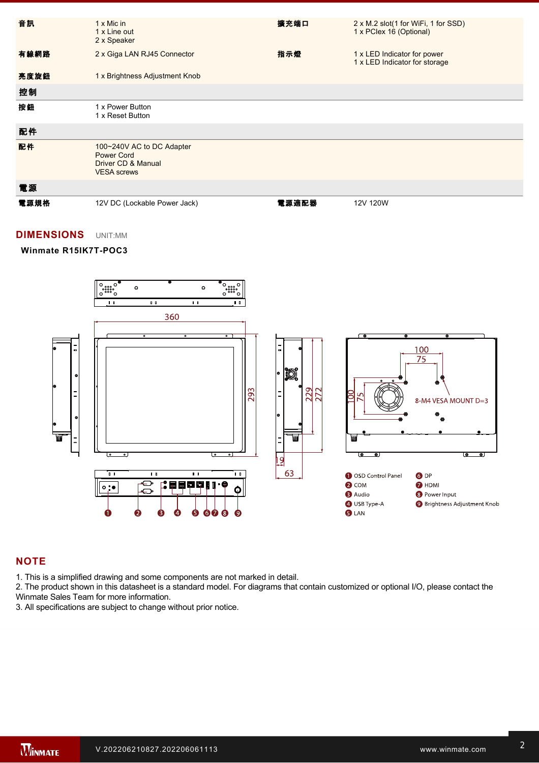| | | | |
|---|---|---|---|
| 音訊 | 1 x Mic in<br>1 x Line out<br>2 x Speaker | 擴充端口 | 2 x M.2 slot(1 for WiFi, 1 for SSD)<br>1 x PCIex 16 (Optional) |
| 有線網路 | 2 x Giga LAN RJ45 Connector | 指示燈 | 1 x LED Indicator for power<br>1 x LED Indicator for storage |
| 亮度旋鈕 | 1 x Brightness Adjustment Knob | | |
| **控制** | | | |
| 按鈕 | 1 x Power Button<br>1 x Reset Button | | |
| **配件** | | | |
| 配件 | 100~240V AC to DC Adapter<br>Power Cord<br>Driver CD & Manual<br>VESA screws | | |
| **電源** | | | |
| 電源規格 | 12V DC (Lockable Power Jack) | 電源適配器 | 12V 120W |

## DIMENSIONS UNIT:MM

**Winmate R15IK7T-POC3**

360
293
229
272
19
63
100
75
100
75
8-M4 VESA MOUNT D=3

1 OSD Control Panel
2 COM
3 Audio
4 USB Type-A
5 LAN
6 DP
7 HDMI
8 Power Input
9 Brightness Adjustment Knob

## NOTE

1. This is a simplified drawing and some components are not marked in detail.
2. The product shown in this datasheet is a standard model. For diagrams that contain customized or optional I/O, please contact the Winmate Sales Team for more information.
3. All specifications are subject to change without prior notice.